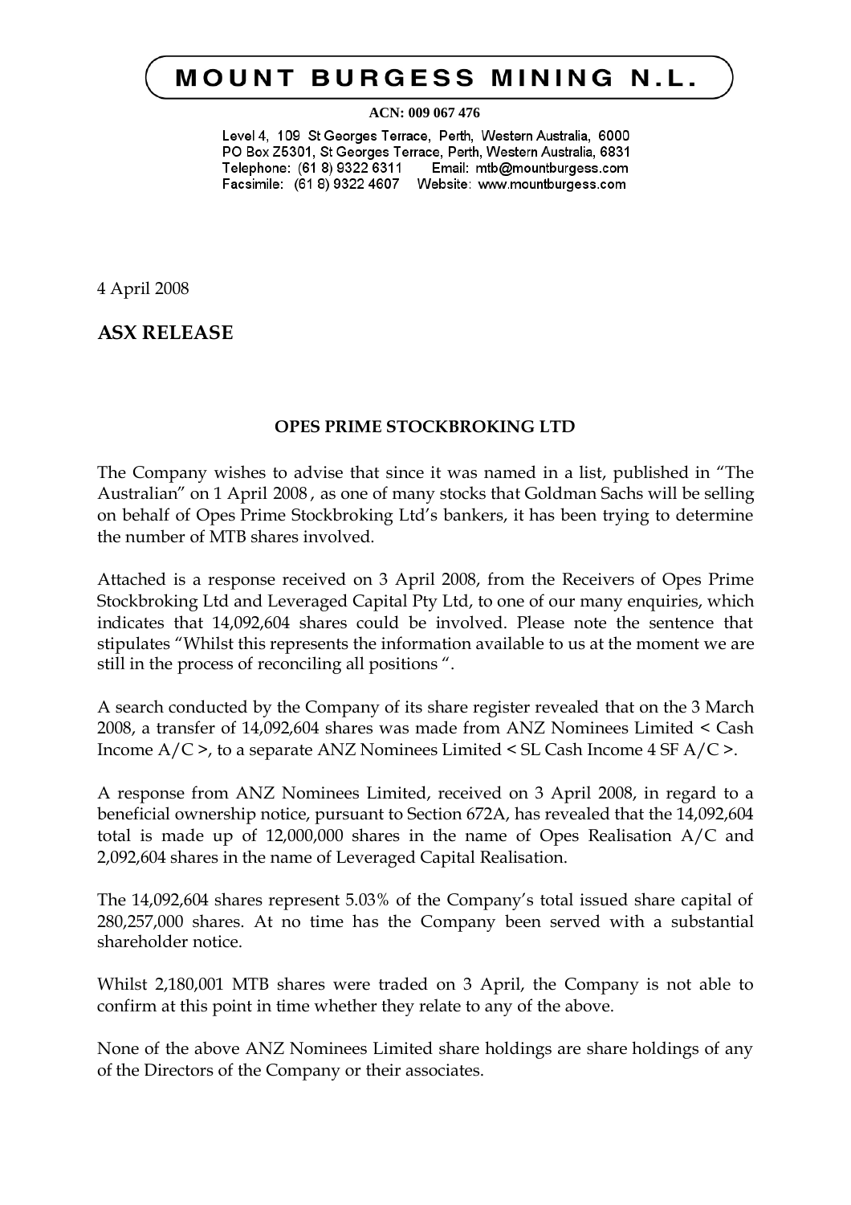# MOUNT BURGESS MINING N.L.

**ACN: 009 067 476**

Level 4, 109 St Georges Terrace, Perth, Western Australia, 6000
PO Box Z5301, St Georges Terrace, Perth, Western Australia, 6831
Telephone: (61 8) 9322 6311 Email: mtb@mountburgess.com
Facsimile: (61 8) 9322 4607 Website: www.mountburgess.com

4 April 2008

## ASX RELEASE

### OPES PRIME STOCKBROKING LTD

The Company wishes to advise that since it was named in a list, published in "The Australian" on 1 April 2008 , as one of many stocks that Goldman Sachs will be selling on behalf of Opes Prime Stockbroking Ltd's bankers, it has been trying to determine the number of MTB shares involved.

Attached is a response received on 3 April 2008, from the Receivers of Opes Prime Stockbroking Ltd and Leveraged Capital Pty Ltd, to one of our many enquiries, which indicates that 14,092,604 shares could be involved. Please note the sentence that stipulates "Whilst this represents the information available to us at the moment we are still in the process of reconciling all positions ".

A search conducted by the Company of its share register revealed that on the 3 March 2008, a transfer of 14,092,604 shares was made from ANZ Nominees Limited < Cash Income A/C >, to a separate ANZ Nominees Limited < SL Cash Income 4 SF A/C >.

A response from ANZ Nominees Limited, received on 3 April 2008, in regard to a beneficial ownership notice, pursuant to Section 672A, has revealed that the 14,092,604 total is made up of 12,000,000 shares in the name of Opes Realisation A/C and 2,092,604 shares in the name of Leveraged Capital Realisation.

The 14,092,604 shares represent 5.03% of the Company's total issued share capital of 280,257,000 shares. At no time has the Company been served with a substantial shareholder notice.

Whilst 2,180,001 MTB shares were traded on 3 April, the Company is not able to confirm at this point in time whether they relate to any of the above.

None of the above ANZ Nominees Limited share holdings are share holdings of any of the Directors of the Company or their associates.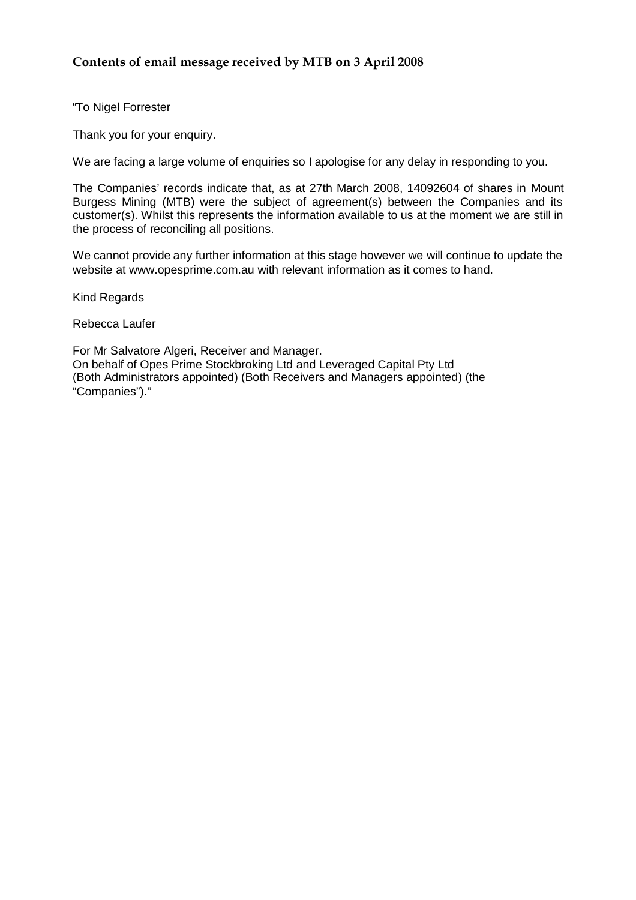## **Contents of email message received by MTB on 3 April 2008**

"To Nigel Forrester

Thank you for your enquiry.

We are facing a large volume of enquiries so I apologise for any delay in responding to you.

The Companies' records indicate that, as at 27th March 2008, 14092604 of shares in Mount Burgess Mining (MTB) were the subject of agreement(s) between the Companies and its customer(s). Whilst this represents the information available to us at the moment we are still in the process of reconciling all positions.

We cannot provide any further information at this stage however we will continue to update the website at www.opesprime.com.au with relevant information as it comes to hand.

Kind Regards

Rebecca Laufer

For Mr Salvatore Algeri, Receiver and Manager.
On behalf of Opes Prime Stockbroking Ltd and Leveraged Capital Pty Ltd
(Both Administrators appointed) (Both Receivers and Managers appointed) (the "Companies")."